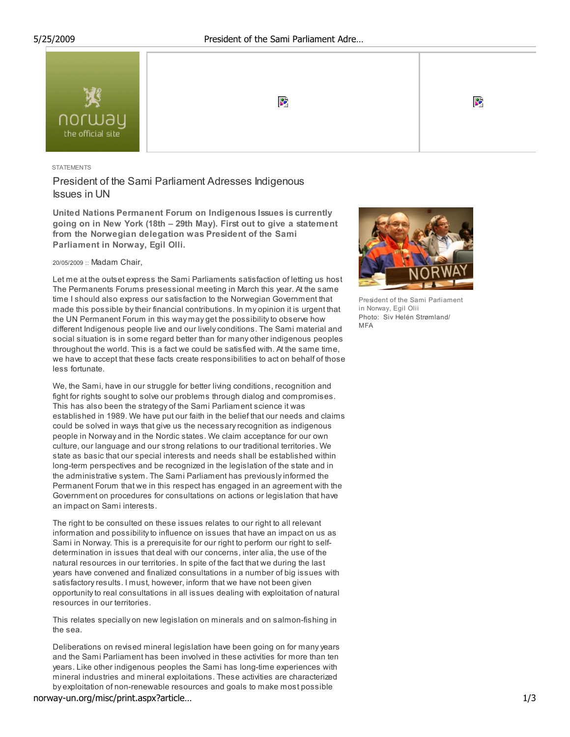STATEMENTS

# President of the Sami Parliament Adresses Indigenous Issues in UN

**United Nations Permanent Forum on Indigenous Issues is currently going on in New York (18th – 29th May). First out to give a statement from the Norwegian delegation was President of the Sami Parliament in Norway, Egil Olli.**

President of the Sami Parliament in Norway, Egil Olii
Photo: Siv Helén Strømland/ MFA

20/05/2009 :: Madam Chair,

Let me at the outset express the Sami Parliaments satisfaction of letting us host The Permanents Forums presessional meeting in March this year. At the same time I should also express our satisfaction to the Norwegian Government that made this possible by their financial contributions. In my opinion it is urgent that the UN Permanent Forum in this way may get the possibility to observe how different Indigenous people live and our lively conditions. The Sami material and social situation is in some regard better than for many other indigenous peoples throughout the world. This is a fact we could be satisfied with. At the same time, we have to accept that these facts create responsibilities to act on behalf of those less fortunate.

We, the Sami, have in our struggle for better living conditions, recognition and fight for rights sought to solve our problems through dialog and compromises. This has also been the strategy of the Sami Parliament science it was established in 1989. We have put our faith in the belief that our needs and claims could be solved in ways that give us the necessary recognition as indigenous people in Norway and in the Nordic states. We claim acceptance for our own culture, our language and our strong relations to our traditional territories. We state as basic that our special interests and needs shall be established within long-term perspectives and be recognized in the legislation of the state and in the administrative system. The Sami Parliament has previously informed the Permanent Forum that we in this respect has engaged in an agreement with the Government on procedures for consultations on actions or legislation that have an impact on Sami interests.

The right to be consulted on these issues relates to our right to all relevant information and possibility to influence on issues that have an impact on us as Sami in Norway. This is a prerequisite for our right to perform our right to self-determination in issues that deal with our concerns, inter alia, the use of the natural resources in our territories. In spite of the fact that we during the last years have convened and finalized consultations in a number of big issues with satisfactory results. I must, however, inform that we have not been given opportunity to real consultations in all issues dealing with exploitation of natural resources in our territories.

This relates specially on new legislation on minerals and on salmon-fishing in the sea.

Deliberations on revised mineral legislation have been going on for many years and the Sami Parliament has been involved in these activities for more than ten years. Like other indigenous peoples the Sami has long-time experiences with mineral industries and mineral exploitations. These activities are characterized by exploitation of non-renewable resources and goals to make most possible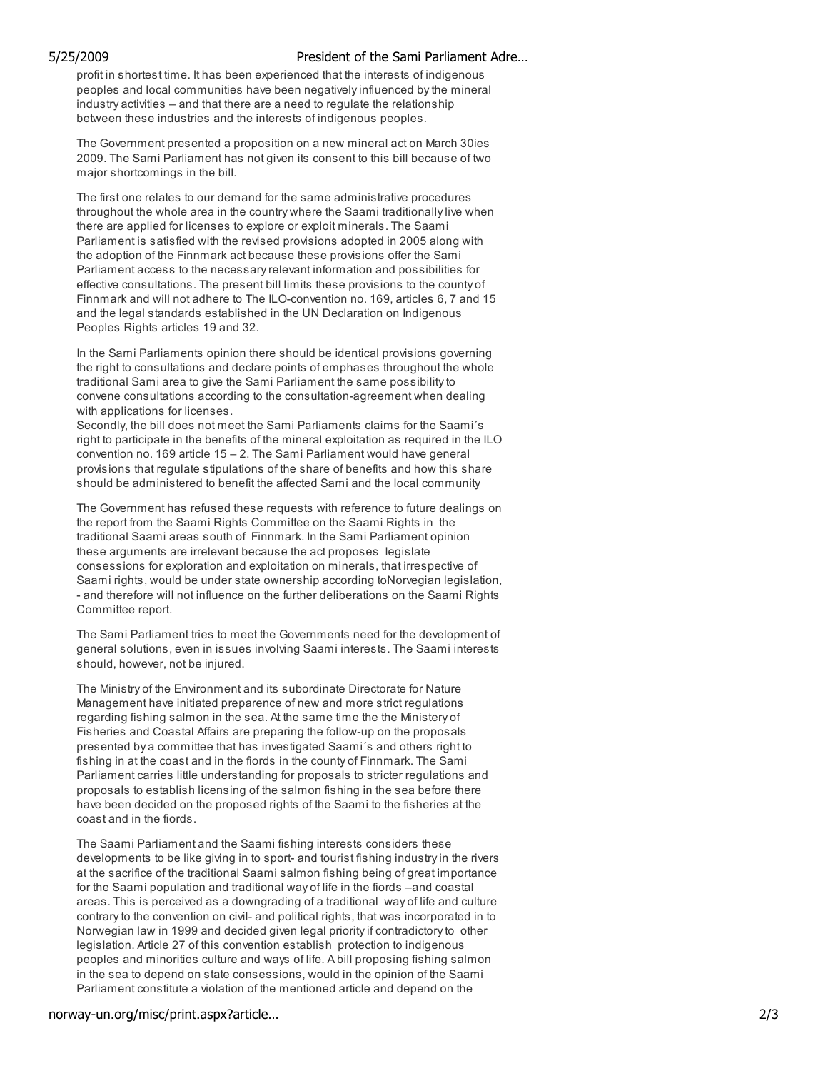profit in shortest time. It has been experienced that the interests of indigenous peoples and local communities have been negatively influenced by the mineral industry activities – and that there are a need to regulate the relationship between these industries and the interests of indigenous peoples.

The Government presented a proposition on a new mineral act on March 30ies 2009. The Sami Parliament has not given its consent to this bill because of two major shortcomings in the bill.

The first one relates to our demand for the same administrative procedures throughout the whole area in the country where the Saami traditionally live when there are applied for licenses to explore or exploit minerals. The Saami Parliament is satisfied with the revised provisions adopted in 2005 along with the adoption of the Finnmark act because these provisions offer the Sami Parliament access to the necessary relevant information and possibilities for effective consultations. The present bill limits these provisions to the county of Finnmark and will not adhere to The ILO-convention no. 169, articles 6, 7 and 15 and the legal standards established in the UN Declaration on Indigenous Peoples Rights articles 19 and 32.

In the Sami Parliaments opinion there should be identical provisions governing the right to consultations and declare points of emphases throughout the whole traditional Sami area to give the Sami Parliament the same possibility to convene consultations according to the consultation-agreement when dealing with applications for licenses.
Secondly, the bill does not meet the Sami Parliaments claims for the Saami´s right to participate in the benefits of the mineral exploitation as required in the ILO convention no. 169 article 15 – 2. The Sami Parliament would have general provisions that regulate stipulations of the share of benefits and how this share should be administered to benefit the affected Sami and the local community

The Government has refused these requests with reference to future dealings on the report from the Saami Rights Committee on the Saami Rights in the traditional Saami areas south of Finnmark. In the Sami Parliament opinion these arguments are irrelevant because the act proposes legislate conssessions for exploration and exploitation on minerals, that irrespective of Saami rights, would be under state ownership according toNorvegian legislation, - and therefore will not influence on the further deliberations on the Saami Rights Committee report.

The Sami Parliament tries to meet the Governments need for the development of general solutions, even in issues involving Saami interests. The Saami interests should, however, not be injured.

The Ministry of the Environment and its subordinate Directorate for Nature Management have initiated preparence of new and more strict regulations regarding fishing salmon in the sea. At the same time the the Ministery of Fisheries and Coastal Affairs are preparing the follow-up on the proposals presented by a committee that has investigated Saami´s and others right to fishing in at the coast and in the fiords in the county of Finnmark. The Sami Parliament carries little understanding for proposals to stricter regulations and proposals to establish licensing of the salmon fishing in the sea before there have been decided on the proposed rights of the Saami to the fisheries at the coast and in the fiords.

The Saami Parliament and the Saami fishing interests considers these developments to be like giving in to sport- and tourist fishing industry in the rivers at the sacrifice of the traditional Saami salmon fishing being of great importance for the Saami population and traditional way of life in the fiords –and coastal areas. This is perceived as a downgrading of a traditional way of life and culture contrary to the convention on civil- and political rights, that was incorporated in to Norwegian law in 1999 and decided given legal priority if contradictory to other legislation. Article 27 of this convention establish protection to indigenous peoples and minorities culture and ways of life. A bill proposing fishing salmon in the sea to depend on state consessions, would in the opinion of the Saami Parliament constitute a violation of the mentioned article and depend on the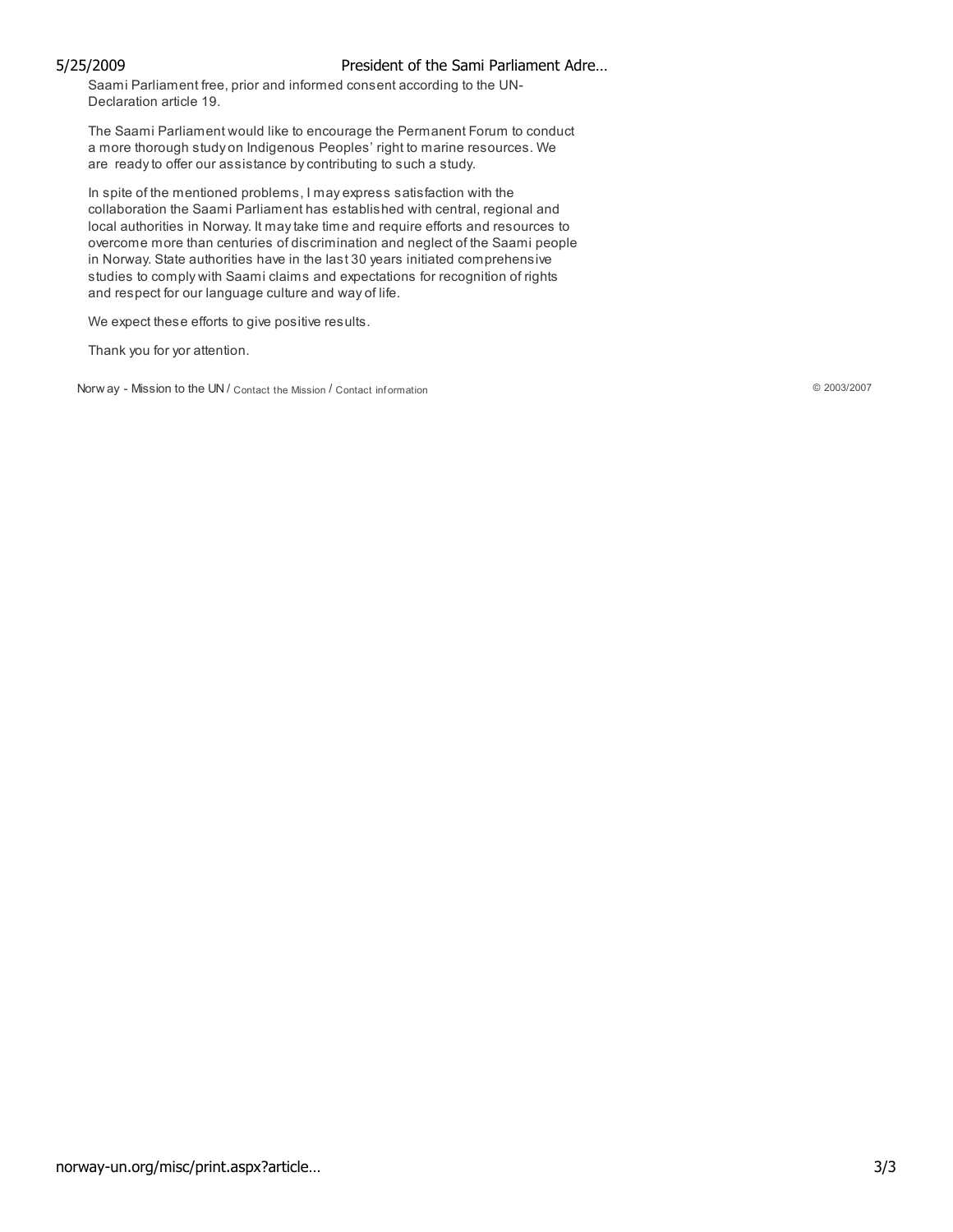Saami Parliament free, prior and informed consent according to the UN-Declaration article 19.

The Saami Parliament would like to encourage the Permanent Forum to conduct a more thorough study on Indigenous Peoples' right to marine resources. We are ready to offer our assistance by contributing to such a study.

In spite of the mentioned problems, I may express satisfaction with the collaboration the Saami Parliament has established with central, regional and local authorities in Norway. It may take time and require efforts and resources to overcome more than centuries of discrimination and neglect of the Saami people in Norway. State authorities have in the last 30 years initiated comprehensive studies to comply with Saami claims and expectations for recognition of rights and respect for our language culture and way of life.

We expect these efforts to give positive results.

Thank you for yor attention.

Norway - Mission to the UN / Contact the Mission / Contact information © 2003/2007